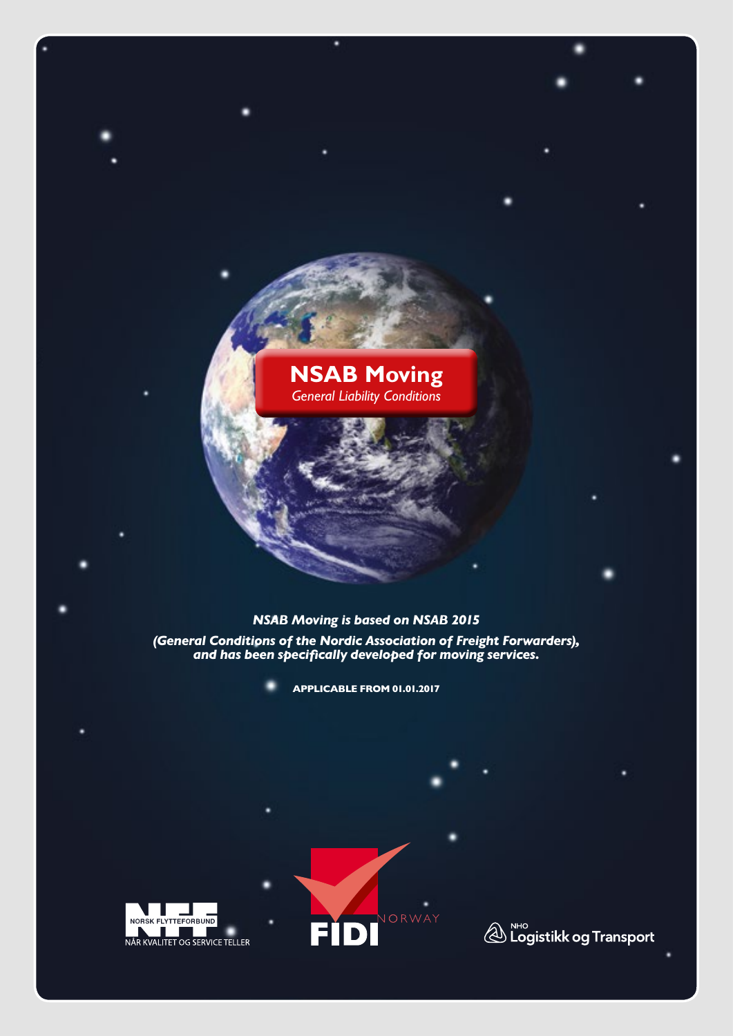# NSAB Moving

*General Liability Conditions*

***NSAB Moving is based on NSAB 2015***
***(General Conditions of the Nordic Association of Freight Forwarders), and has been specifically developed for moving services.***

**APPLICABLE FROM 01.01.2017**

NORSK FLYTTEFORBUND
NÅR KVALITET OG SERVICE TELLER

FIDI NORWAY

NHO Logistikk og Transport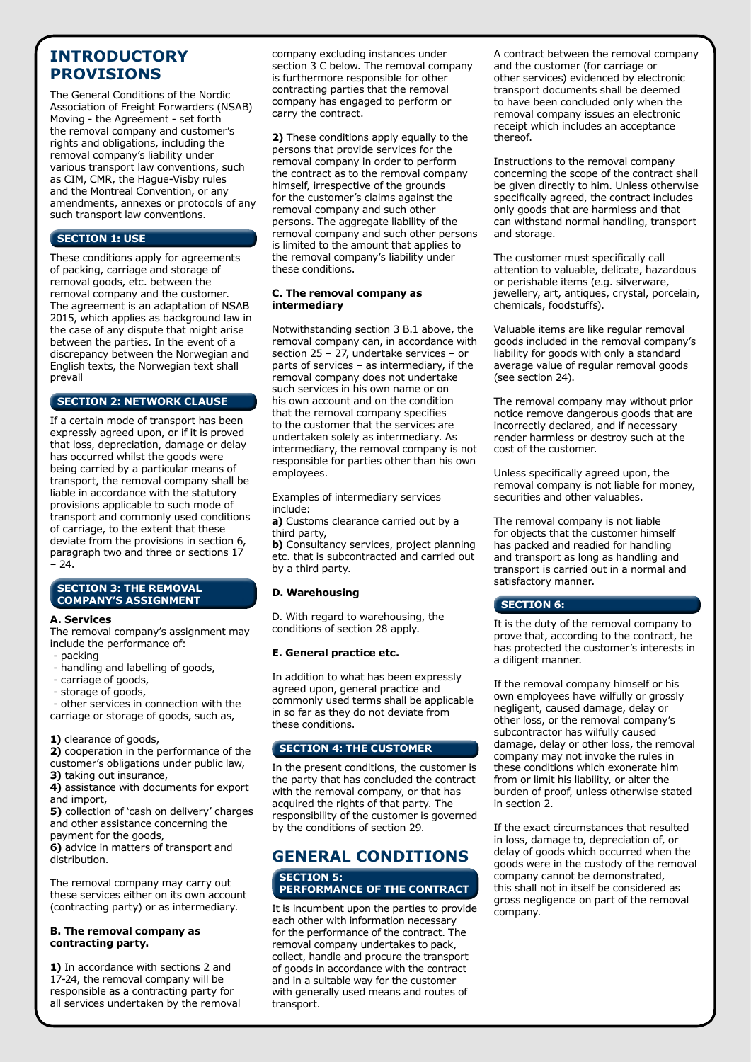# INTRODUCTORY PROVISIONS

The General Conditions of the Nordic Association of Freight Forwarders (NSAB) Moving - the Agreement - set forth the removal company and customer's rights and obligations, including the removal company's liability under various transport law conventions, such as CIM, CMR, the Hague-Visby rules and the Montreal Convention, or any amendments, annexes or protocols of any such transport law conventions.

## SECTION 1: USE

These conditions apply for agreements of packing, carriage and storage of removal goods, etc. between the removal company and the customer. The agreement is an adaptation of NSAB 2015, which applies as background law in the case of any dispute that might arise between the parties. In the event of a discrepancy between the Norwegian and English texts, the Norwegian text shall prevail

## SECTION 2: NETWORK CLAUSE

If a certain mode of transport has been expressly agreed upon, or if it is proved that loss, depreciation, damage or delay has occurred whilst the goods were being carried by a particular means of transport, the removal company shall be liable in accordance with the statutory provisions applicable to such mode of transport and commonly used conditions of carriage, to the extent that these deviate from the provisions in section 6, paragraph two and three or sections 17 – 24.

## SECTION 3: THE REMOVAL COMPANY'S ASSIGNMENT

**A. Services**

The removal company's assignment may include the performance of:

- packing
- handling and labelling of goods,
- carriage of goods,
- storage of goods,
- other services in connection with the carriage or storage of goods, such as,

**1)** clearance of goods,
**2)** cooperation in the performance of the customer's obligations under public law,
**3)** taking out insurance,
**4)** assistance with documents for export and import,
**5)** collection of 'cash on delivery' charges and other assistance concerning the payment for the goods,
**6)** advice in matters of transport and distribution.

The removal company may carry out these services either on its own account (contracting party) or as intermediary.

**B. The removal company as contracting party.**

**1)** In accordance with sections 2 and 17-24, the removal company will be responsible as a contracting party for all services undertaken by the removal company excluding instances under section 3 C below. The removal company is furthermore responsible for other contracting parties that the removal company has engaged to perform or carry the contract.

**2)** These conditions apply equally to the persons that provide services for the removal company in order to perform the contract as to the removal company himself, irrespective of the grounds for the customer's claims against the removal company and such other persons. The aggregate liability of the removal company and such other persons is limited to the amount that applies to the removal company's liability under these conditions.

**C. The removal company as intermediary**

Notwithstanding section 3 B.1 above, the removal company can, in accordance with section 25 – 27, undertake services – or parts of services – as intermediary, if the removal company does not undertake such services in his own name or on his own account and on the condition that the removal company specifies to the customer that the services are undertaken solely as intermediary. As intermediary, the removal company is not responsible for parties other than his own employees.

Examples of intermediary services include:
**a)** Customs clearance carried out by a third party,
**b)** Consultancy services, project planning etc. that is subcontracted and carried out by a third party.

**D. Warehousing**

D. With regard to warehousing, the conditions of section 28 apply.

**E. General practice etc.**

In addition to what has been expressly agreed upon, general practice and commonly used terms shall be applicable in so far as they do not deviate from these conditions.

## SECTION 4: THE CUSTOMER

In the present conditions, the customer is the party that has concluded the contract with the removal company, or that has acquired the rights of that party. The responsibility of the customer is governed by the conditions of section 29.

# GENERAL CONDITIONS

## SECTION 5: PERFORMANCE OF THE CONTRACT

It is incumbent upon the parties to provide each other with information necessary for the performance of the contract. The removal company undertakes to pack, collect, handle and procure the transport of goods in accordance with the contract and in a suitable way for the customer with generally used means and routes of transport.

A contract between the removal company and the customer (for carriage or other services) evidenced by electronic transport documents shall be deemed to have been concluded only when the removal company issues an electronic receipt which includes an acceptance thereof.

Instructions to the removal company concerning the scope of the contract shall be given directly to him. Unless otherwise specifically agreed, the contract includes only goods that are harmless and that can withstand normal handling, transport and storage.

The customer must specifically call attention to valuable, delicate, hazardous or perishable items (e.g. silverware, jewellery, art, antiques, crystal, porcelain, chemicals, foodstuffs).

Valuable items are like regular removal goods included in the removal company's liability for goods with only a standard average value of regular removal goods (see section 24).

The removal company may without prior notice remove dangerous goods that are incorrectly declared, and if necessary render harmless or destroy such at the cost of the customer.

Unless specifically agreed upon, the removal company is not liable for money, securities and other valuables.

The removal company is not liable for objects that the customer himself has packed and readied for handling and transport as long as handling and transport is carried out in a normal and satisfactory manner.

## SECTION 6:

It is the duty of the removal company to prove that, according to the contract, he has protected the customer's interests in a diligent manner.

If the removal company himself or his own employees have wilfully or grossly negligent, caused damage, delay or other loss, or the removal company's subcontractor has wilfully caused damage, delay or other loss, the removal company may not invoke the rules in these conditions which exonerate him from or limit his liability, or alter the burden of proof, unless otherwise stated in section 2.

If the exact circumstances that resulted in loss, damage to, depreciation of, or delay of goods which occurred when the goods were in the custody of the removal company cannot be demonstrated, this shall not in itself be considered as gross negligence on part of the removal company.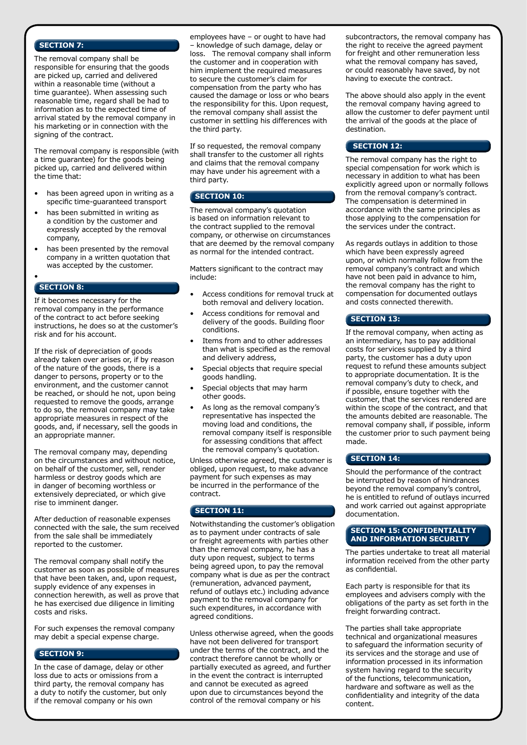## SECTION 7:

The removal company shall be responsible for ensuring that the goods are picked up, carried and delivered within a reasonable time (without a time guarantee). When assessing such reasonable time, regard shall be had to information as to the expected time of arrival stated by the removal company in his marketing or in connection with the signing of the contract.

The removal company is responsible (with a time guarantee) for the goods being picked up, carried and delivered within the time that:

- has been agreed upon in writing as a specific time-guaranteed transport
- has been submitted in writing as a condition by the customer and expressly accepted by the removal company,
- has been presented by the removal company in a written quotation that was accepted by the customer.

## SECTION 8:

If it becomes necessary for the removal company in the performance of the contract to act before seeking instructions, he does so at the customer's risk and for his account.

If the risk of depreciation of goods already taken over arises or, if by reason of the nature of the goods, there is a danger to persons, property or to the environment, and the customer cannot be reached, or should he not, upon being requested to remove the goods, arrange to do so, the removal company may take appropriate measures in respect of the goods, and, if necessary, sell the goods in an appropriate manner.

The removal company may, depending on the circumstances and without notice, on behalf of the customer, sell, render harmless or destroy goods which are in danger of becoming worthless or extensively depreciated, or which give rise to imminent danger.

After deduction of reasonable expenses connected with the sale, the sum received from the sale shall be immediately reported to the customer.

The removal company shall notify the customer as soon as possible of measures that have been taken, and, upon request, supply evidence of any expenses in connection herewith, as well as prove that he has exercised due diligence in limiting costs and risks.

For such expenses the removal company may debit a special expense charge.

## SECTION 9:

In the case of damage, delay or other loss due to acts or omissions from a third party, the removal company has a duty to notify the customer, but only if the removal company or his own employees have – or ought to have had – knowledge of such damage, delay or loss. The removal company shall inform the customer and in cooperation with him implement the required measures to secure the customer's claim for compensation from the party who has caused the damage or loss or who bears the responsibility for this. Upon request, the removal company shall assist the customer in settling his differences with the third party.

If so requested, the removal company shall transfer to the customer all rights and claims that the removal company may have under his agreement with a third party.

## SECTION 10:

The removal company's quotation is based on information relevant to the contract supplied to the removal company, or otherwise on circumstances that are deemed by the removal company as normal for the intended contract.

Matters significant to the contract may include:

- Access conditions for removal truck at both removal and delivery location.
- Access conditions for removal and delivery of the goods. Building floor conditions.
- Items from and to other addresses than what is specified as the removal and delivery address,
- Special objects that require special goods handling.
- Special objects that may harm other goods.
- As long as the removal company's representative has inspected the moving load and conditions, the removal company itself is responsible for assessing conditions that affect the removal company's quotation.

Unless otherwise agreed, the customer is obliged, upon request, to make advance payment for such expenses as may be incurred in the performance of the contract.

## SECTION 11:

Notwithstanding the customer's obligation as to payment under contracts of sale or freight agreements with parties other than the removal company, he has a duty upon request, subject to terms being agreed upon, to pay the removal company what is due as per the contract (remuneration, advanced payment, refund of outlays etc.) including advance payment to the removal company for such expenditures, in accordance with agreed conditions.

Unless otherwise agreed, when the goods have not been delivered for transport under the terms of the contract, and the contract therefore cannot be wholly or partially executed as agreed, and further in the event the contract is interrupted and cannot be executed as agreed upon due to circumstances beyond the control of the removal company or his subcontractors, the removal company has the right to receive the agreed payment for freight and other remuneration less what the removal company has saved, or could reasonably have saved, by not having to execute the contract.

The above should also apply in the event the removal company having agreed to allow the customer to defer payment until the arrival of the goods at the place of destination.

## SECTION 12:

The removal company has the right to special compensation for work which is necessary in addition to what has been explicitly agreed upon or normally follows from the removal company's contract. The compensation is determined in accordance with the same principles as those applying to the compensation for the services under the contract.

As regards outlays in addition to those which have been expressly agreed upon, or which normally follow from the removal company's contract and which have not been paid in advance to him, the removal company has the right to compensation for documented outlays and costs connected therewith.

## SECTION 13:

If the removal company, when acting as an intermediary, has to pay additional costs for services supplied by a third party, the customer has a duty upon request to refund these amounts subject to appropriate documentation. It is the removal company's duty to check, and if possible, ensure together with the customer, that the services rendered are within the scope of the contract, and that the amounts debited are reasonable. The removal company shall, if possible, inform the customer prior to such payment being made.

## SECTION 14:

Should the performance of the contract be interrupted by reason of hindrances beyond the removal company's control, he is entitled to refund of outlays incurred and work carried out against appropriate documentation.

## SECTION 15: CONFIDENTIALITY AND INFORMATION SECURITY

The parties undertake to treat all material information received from the other party as confidential.

Each party is responsible for that its employees and advisers comply with the obligations of the party as set forth in the freight forwarding contract.

The parties shall take appropriate technical and organizational measures to safeguard the information security of its services and the storage and use of information processed in its information system having regard to the security of the functions, telecommunication, hardware and software as well as the confidentiality and integrity of the data content.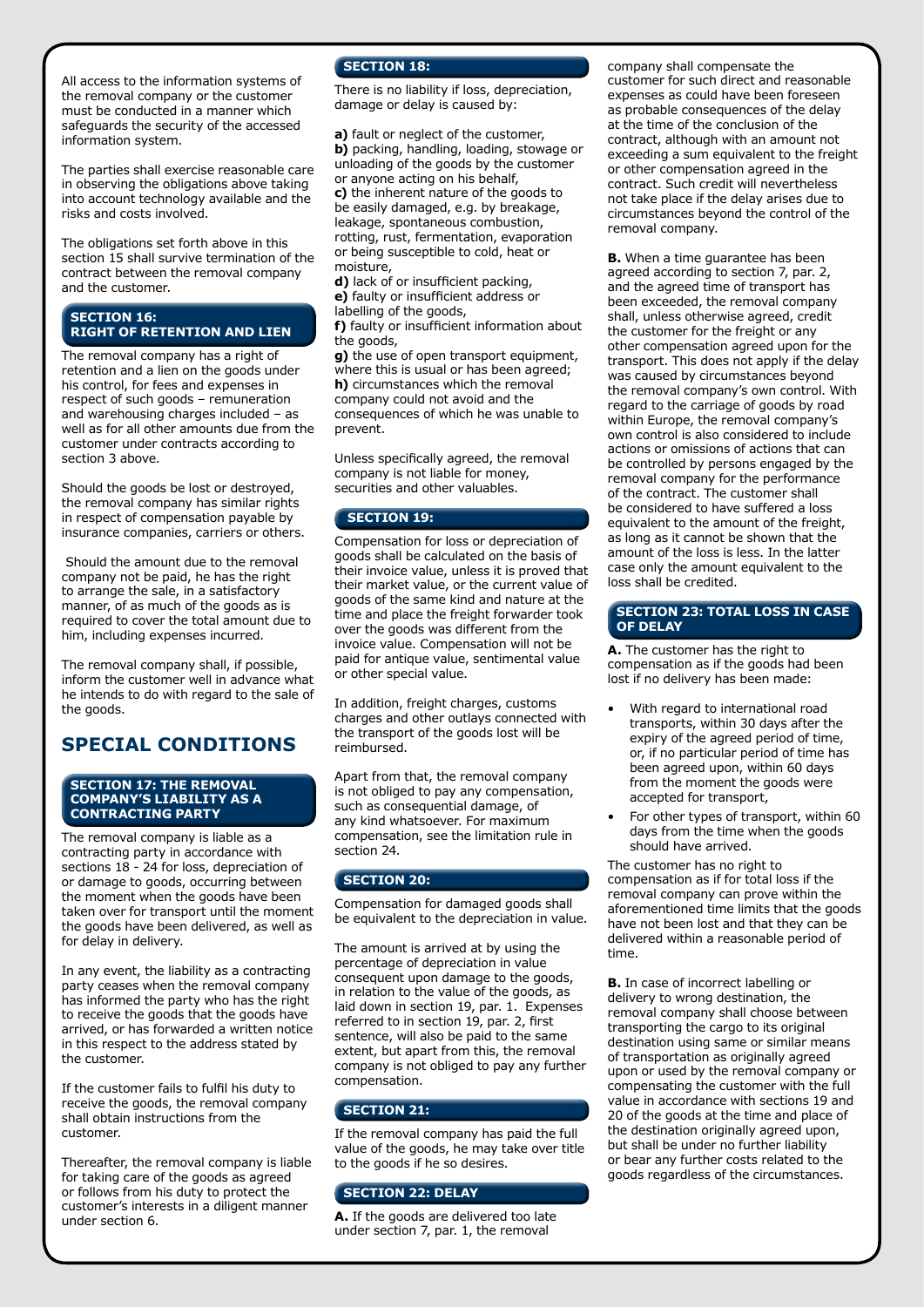All access to the information systems of the removal company or the customer must be conducted in a manner which safeguards the security of the accessed information system.

The parties shall exercise reasonable care in observing the obligations above taking into account technology available and the risks and costs involved.

The obligations set forth above in this section 15 shall survive termination of the contract between the removal company and the customer.

### SECTION 16: RIGHT OF RETENTION AND LIEN

The removal company has a right of retention and a lien on the goods under his control, for fees and expenses in respect of such goods – remuneration and warehousing charges included – as well as for all other amounts due from the customer under contracts according to section 3 above.

Should the goods be lost or destroyed, the removal company has similar rights in respect of compensation payable by insurance companies, carriers or others.

Should the amount due to the removal company not be paid, he has the right to arrange the sale, in a satisfactory manner, of as much of the goods as is required to cover the total amount due to him, including expenses incurred.

The removal company shall, if possible, inform the customer well in advance what he intends to do with regard to the sale of the goods.

## SPECIAL CONDITIONS

### SECTION 17: THE REMOVAL COMPANY'S LIABILITY AS A CONTRACTING PARTY

The removal company is liable as a contracting party in accordance with sections 18 - 24 for loss, depreciation of or damage to goods, occurring between the moment when the goods have been taken over for transport until the moment the goods have been delivered, as well as for delay in delivery.

In any event, the liability as a contracting party ceases when the removal company has informed the party who has the right to receive the goods that the goods have arrived, or has forwarded a written notice in this respect to the address stated by the customer.

If the customer fails to fulfil his duty to receive the goods, the removal company shall obtain instructions from the customer.

Thereafter, the removal company is liable for taking care of the goods as agreed or follows from his duty to protect the customer's interests in a diligent manner under section 6.

### SECTION 18:

There is no liability if loss, depreciation, damage or delay is caused by:

**a)** fault or neglect of the customer,
**b)** packing, handling, loading, stowage or unloading of the goods by the customer or anyone acting on his behalf,
**c)** the inherent nature of the goods to be easily damaged, e.g. by breakage, leakage, spontaneous combustion, rotting, rust, fermentation, evaporation or being susceptible to cold, heat or moisture,
**d)** lack of or insufficient packing,
**e)** faulty or insufficient address or labelling of the goods,
**f)** faulty or insufficient information about the goods,
**g)** the use of open transport equipment, where this is usual or has been agreed;
**h)** circumstances which the removal company could not avoid and the consequences of which he was unable to prevent.

Unless specifically agreed, the removal company is not liable for money, securities and other valuables.

### SECTION 19:

Compensation for loss or depreciation of goods shall be calculated on the basis of their invoice value, unless it is proved that their market value, or the current value of goods of the same kind and nature at the time and place the freight forwarder took over the goods was different from the invoice value. Compensation will not be paid for antique value, sentimental value or other special value.

In addition, freight charges, customs charges and other outlays connected with the transport of the goods lost will be reimbursed.

Apart from that, the removal company is not obliged to pay any compensation, such as consequential damage, of any kind whatsoever. For maximum compensation, see the limitation rule in section 24.

### SECTION 20:

Compensation for damaged goods shall be equivalent to the depreciation in value.

The amount is arrived at by using the percentage of depreciation in value consequent upon damage to the goods, in relation to the value of the goods, as laid down in section 19, par. 1. Expenses referred to in section 19, par. 2, first sentence, will also be paid to the same extent, but apart from this, the removal company is not obliged to pay any further compensation.

### SECTION 21:

If the removal company has paid the full value of the goods, he may take over title to the goods if he so desires.

### SECTION 22: DELAY

**A.** If the goods are delivered too late under section 7, par. 1, the removal company shall compensate the customer for such direct and reasonable expenses as could have been foreseen as probable consequences of the delay at the time of the conclusion of the contract, although with an amount not exceeding a sum equivalent to the freight or other compensation agreed in the contract. Such credit will nevertheless not take place if the delay arises due to circumstances beyond the control of the removal company.

**B.** When a time guarantee has been agreed according to section 7, par. 2, and the agreed time of transport has been exceeded, the removal company shall, unless otherwise agreed, credit the customer for the freight or any other compensation agreed upon for the transport. This does not apply if the delay was caused by circumstances beyond the removal company's own control. With regard to the carriage of goods by road within Europe, the removal company's own control is also considered to include actions or omissions of actions that can be controlled by persons engaged by the removal company for the performance of the contract. The customer shall be considered to have suffered a loss equivalent to the amount of the freight, as long as it cannot be shown that the amount of the loss is less. In the latter case only the amount equivalent to the loss shall be credited.

### SECTION 23: TOTAL LOSS IN CASE OF DELAY

**A.** The customer has the right to compensation as if the goods had been lost if no delivery has been made:

- With regard to international road transports, within 30 days after the expiry of the agreed period of time, or, if no particular period of time has been agreed upon, within 60 days from the moment the goods were accepted for transport,
- For other types of transport, within 60 days from the time when the goods should have arrived.

The customer has no right to compensation as if for total loss if the removal company can prove within the aforementioned time limits that the goods have not been lost and that they can be delivered within a reasonable period of time.

**B.** In case of incorrect labelling or delivery to wrong destination, the removal company shall choose between transporting the cargo to its original destination using same or similar means of transportation as originally agreed upon or used by the removal company or compensating the customer with the full value in accordance with sections 19 and 20 of the goods at the time and place of the destination originally agreed upon, but shall be under no further liability or bear any further costs related to the goods regardless of the circumstances.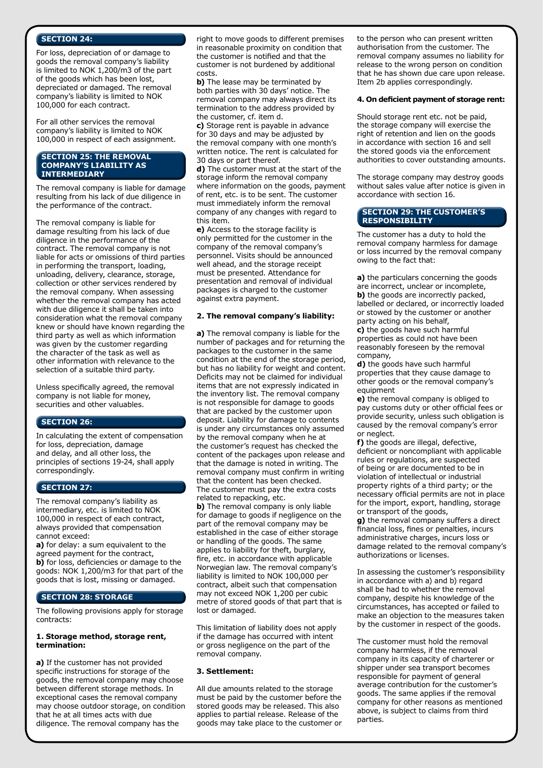## SECTION 24:

For loss, depreciation of or damage to goods the removal company's liability is limited to NOK 1,200/m3 of the part of the goods which has been lost, depreciated or damaged. The removal company's liability is limited to NOK 100,000 for each contract.

For all other services the removal company's liability is limited to NOK 100,000 in respect of each assignment.

## SECTION 25: THE REMOVAL COMPANY'S LIABILITY AS INTERMEDIARY

The removal company is liable for damage resulting from his lack of due diligence in the performance of the contract.

The removal company is liable for damage resulting from his lack of due diligence in the performance of the contract. The removal company is not liable for acts or omissions of third parties in performing the transport, loading, unloading, delivery, clearance, storage, collection or other services rendered by the removal company. When assessing whether the removal company has acted with due diligence it shall be taken into consideration what the removal company knew or should have known regarding the third party as well as which information was given by the customer regarding the character of the task as well as other information with relevance to the selection of a suitable third party.

Unless specifically agreed, the removal company is not liable for money, securities and other valuables.

## SECTION 26:

In calculating the extent of compensation for loss, depreciation, damage and delay, and all other loss, the principles of sections 19-24, shall apply correspondingly.

## SECTION 27:

The removal company's liability as intermediary, etc. is limited to NOK 100,000 in respect of each contract, always provided that compensation cannot exceed:

**a)** for delay: a sum equivalent to the agreed payment for the contract,
**b)** for loss, deficiencies or damage to the goods: NOK 1,200/m3 for that part of the goods that is lost, missing or damaged.

## SECTION 28: STORAGE

The following provisions apply for storage contracts:

### 1. Storage method, storage rent, termination:

**a)** If the customer has not provided specific instructions for storage of the goods, the removal company may choose between different storage methods. In exceptional cases the removal company may choose outdoor storage, on condition that he at all times acts with due diligence. The removal company has the right to move goods to different premises in reasonable proximity on condition that the customer is notified and that the customer is not burdened by additional costs.
**b)** The lease may be terminated by both parties with 30 days' notice. The removal company may always direct its termination to the address provided by the customer, cf. item d.
**c)** Storage rent is payable in advance for 30 days and may be adjusted by the removal company with one month's written notice. The rent is calculated for 30 days or part thereof.
**d)** The customer must at the start of the storage inform the removal company where information on the goods, payment of rent, etc. is to be sent. The customer must immediately inform the removal company of any changes with regard to this item.
**e)** Access to the storage facility is only permitted for the customer in the company of the removal company's personnel. Visits should be announced well ahead, and the storage receipt must be presented. Attendance for presentation and removal of individual packages is charged to the customer against extra payment.

### 2. The removal company's liability:

**a)** The removal company is liable for the number of packages and for returning the packages to the customer in the same condition at the end of the storage period, but has no liability for weight and content. Deficits may not be claimed for individual items that are not expressly indicated in the inventory list. The removal company is not responsible for damage to goods that are packed by the customer upon deposit. Liability for damage to contents is under any circumstances only assumed by the removal company when he at the customer's request has checked the content of the packages upon release and that the damage is noted in writing. The removal company must confirm in writing that the content has been checked. The customer must pay the extra costs related to repacking, etc.
**b)** The removal company is only liable for damage to goods if negligence on the part of the removal company may be established in the case of either storage or handling of the goods. The same applies to liability for theft, burglary, fire, etc. in accordance with applicable Norwegian law. The removal company's liability is limited to NOK 100,000 per contract, albeit such that compensation may not exceed NOK 1,200 per cubic metre of stored goods of that part that is lost or damaged.

This limitation of liability does not apply if the damage has occurred with intent or gross negligence on the part of the removal company.

### 3. Settlement:

All due amounts related to the storage must be paid by the customer before the stored goods may be released. This also applies to partial release. Release of the goods may take place to the customer or to the person who can present written authorisation from the customer. The removal company assumes no liability for release to the wrong person on condition that he has shown due care upon release. Item 2b applies correspondingly.

### 4. On deficient payment of storage rent:

Should storage rent etc. not be paid, the storage company will exercise the right of retention and lien on the goods in accordance with section 16 and sell the stored goods via the enforcement authorities to cover outstanding amounts.

The storage company may destroy goods without sales value after notice is given in accordance with section 16.

## SECTION 29: THE CUSTOMER'S RESPONSIBILITY

The customer has a duty to hold the removal company harmless for damage or loss incurred by the removal company owing to the fact that:

**a)** the particulars concerning the goods are incorrect, unclear or incomplete,
**b)** the goods are incorrectly packed, labelled or declared, or incorrectly loaded or stowed by the customer or another party acting on his behalf,
**c)** the goods have such harmful properties as could not have been reasonably foreseen by the removal company,
**d)** the goods have such harmful properties that they cause damage to other goods or the removal company's equipment
**e)** the removal company is obliged to pay customs duty or other official fees or provide security, unless such obligation is caused by the removal company's error or neglect.
**f)** the goods are illegal, defective, deficient or noncompliant with applicable rules or regulations, are suspected of being or are documented to be in violation of intellectual or industrial property rights of a third party; or the necessary official permits are not in place for the import, export, handling, storage or transport of the goods,
**g)** the removal company suffers a direct financial loss, fines or penalties, incurs administrative charges, incurs loss or damage related to the removal company's authorizations or licenses.

In assessing the customer's responsibility in accordance with a) and b) regard shall be had to whether the removal company, despite his knowledge of the circumstances, has accepted or failed to make an objection to the measures taken by the customer in respect of the goods.

The customer must hold the removal company harmless, if the removal company in its capacity of charterer or shipper under sea transport becomes responsible for payment of general average contribution for the customer's goods. The same applies if the removal company for other reasons as mentioned above, is subject to claims from third parties.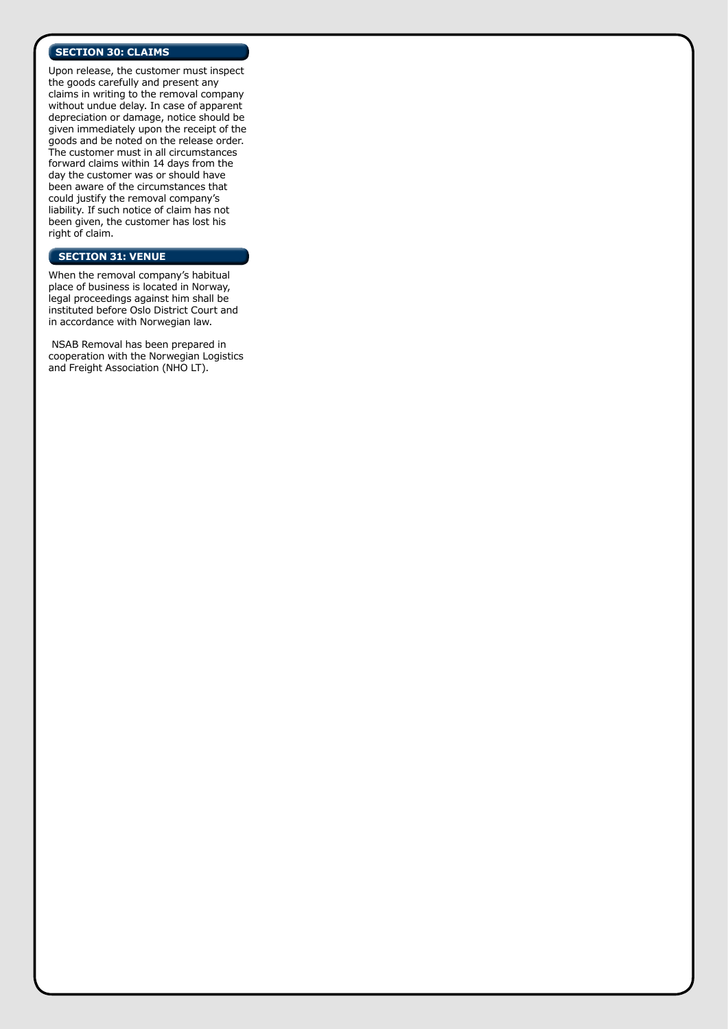## SECTION 30: CLAIMS

Upon release, the customer must inspect the goods carefully and present any claims in writing to the removal company without undue delay. In case of apparent depreciation or damage, notice should be given immediately upon the receipt of the goods and be noted on the release order. The customer must in all circumstances forward claims within 14 days from the day the customer was or should have been aware of the circumstances that could justify the removal company's liability. If such notice of claim has not been given, the customer has lost his right of claim.

## SECTION 31: VENUE

When the removal company's habitual place of business is located in Norway, legal proceedings against him shall be instituted before Oslo District Court and in accordance with Norwegian law.

NSAB Removal has been prepared in cooperation with the Norwegian Logistics and Freight Association (NHO LT).